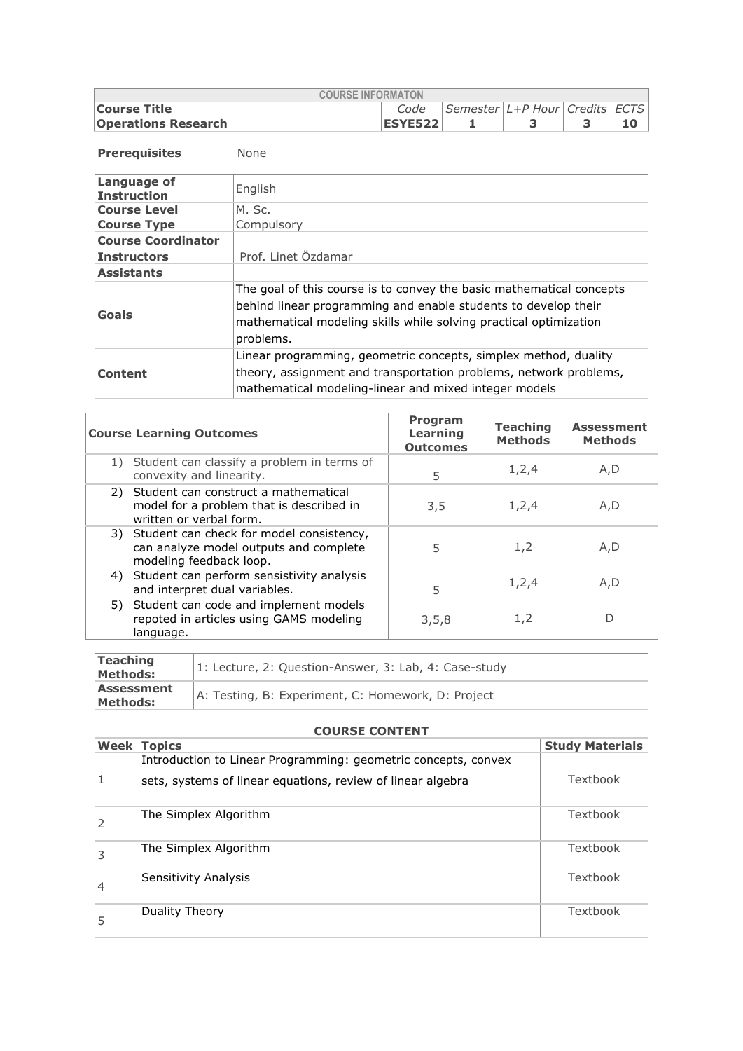| COURSE INFORMATON | | | | | |
|---|---|---|---|---|---|
| **Course Title** | Code | Semester | L+P Hour | Credits | ECTS |
| **Operations Research** | **ESYE522** | **1** | **3** | **3** | **10** |

| **Prerequisites** | None |
|---|---|

| | |
|---|---|
| **Language of Instruction** | English |
| **Course Level** | M. Sc. |
| **Course Type** | Compulsory |
| **Course Coordinator** | |
| **Instructors** | Prof. Linet Özdamar |
| **Assistants** | |
| **Goals** | The goal of this course is to convey the basic mathematical concepts behind linear programming and enable students to develop their mathematical modeling skills while solving practical optimization problems. |
| **Content** | Linear programming, geometric concepts, simplex method, duality theory, assignment and transportation problems, network problems, mathematical modeling-linear and mixed integer models |

| **Course Learning Outcomes** | **Program Learning Outcomes** | **Teaching Methods** | **Assessment Methods** |
|---|---|---|---|
| 1) Student can classify a problem in terms of convexity and linearity. | 5 | 1,2,4 | A,D |
| 2) Student can construct a mathematical model for a problem that is described in written or verbal form. | 3,5 | 1,2,4 | A,D |
| 3) Student can check for model consistency, can analyze model outputs and complete modeling feedback loop. | 5 | 1,2 | A,D |
| 4) Student can perform sensistivity analysis and interpret dual variables. | 5 | 1,2,4 | A,D |
| 5) Student can code and implement models repoted in articles using GAMS modeling language. | 3,5,8 | 1,2 | D |

| | |
|---|---|
| **Teaching Methods:** | 1: Lecture, 2: Question-Answer, 3: Lab, 4: Case-study |
| **Assessment Methods:** | A: Testing, B: Experiment, C: Homework, D: Project |

| COURSE CONTENT | | |
|---|---|---|
| **Week** | **Topics** | **Study Materials** |
| 1 | Introduction to Linear Programming: geometric concepts, convex sets, systems of linear equations, review of linear algebra | Textbook |
| 2 | The Simplex Algorithm | Textbook |
| 3 | The Simplex Algorithm | Textbook |
| 4 | Sensitivity Analysis | Textbook |
| 5 | Duality Theory | Textbook |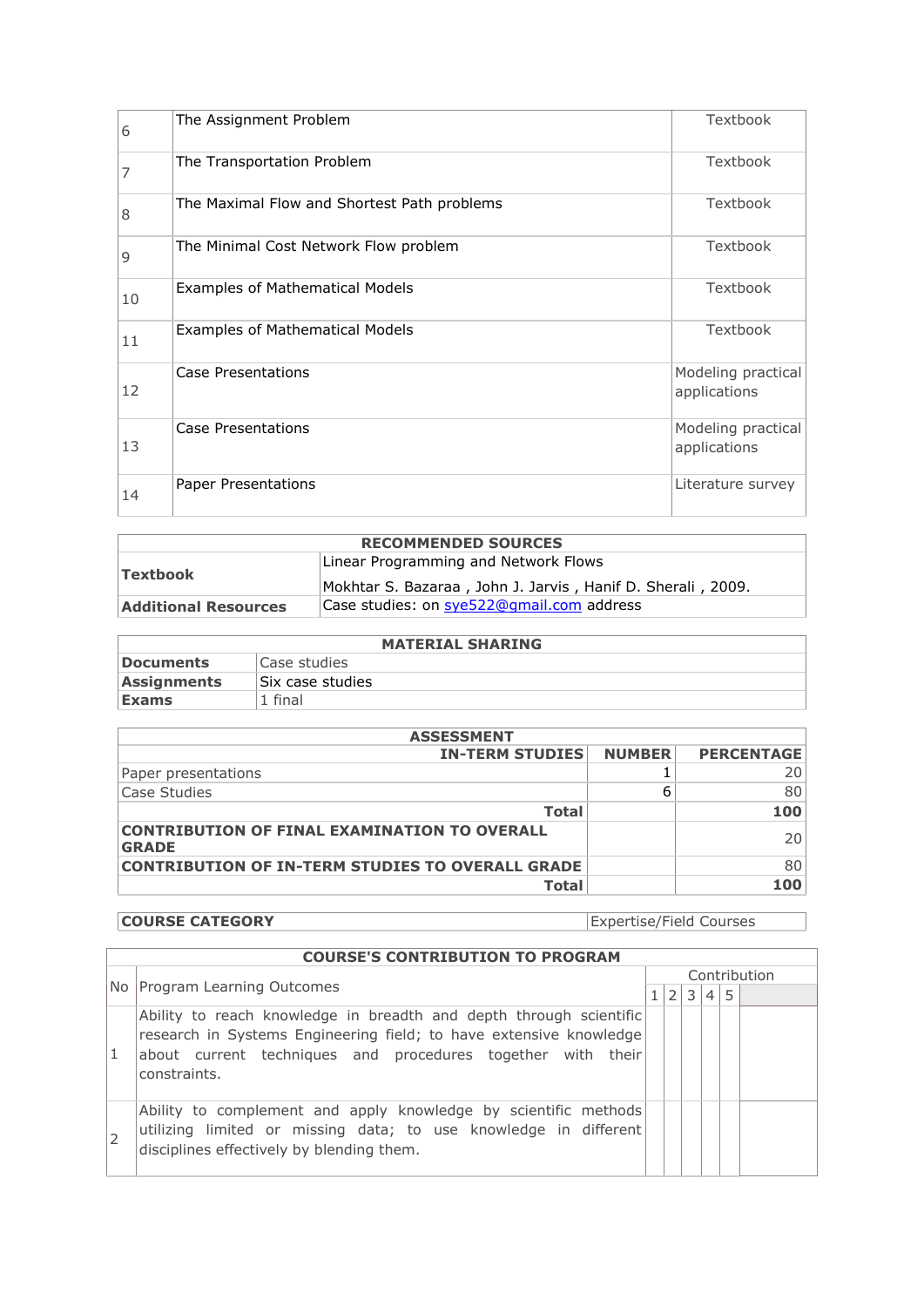| | | |
|---|---|---|
| 6 | The Assignment Problem | Textbook |
| 7 | The Transportation Problem | Textbook |
| 8 | The Maximal Flow and Shortest Path problems | Textbook |
| 9 | The Minimal Cost Network Flow problem | Textbook |
| 10 | Examples of Mathematical Models | Textbook |
| 11 | Examples of Mathematical Models | Textbook |
| 12 | Case Presentations | Modeling practical applications |
| 13 | Case Presentations | Modeling practical applications |
| 14 | Paper Presentations | Literature survey |

| RECOMMENDED SOURCES | |
|---|---|
| **Textbook** | Linear Programming and Network Flows<br>Mokhtar S. Bazaraa , John J. Jarvis , Hanif D. Sherali , 2009. |
| **Additional Resources** | Case studies: on sye522@gmail.com address |

| MATERIAL SHARING | |
|---|---|
| **Documents** | Case studies |
| **Assignments** | Six case studies |
| **Exams** | 1 final |

| ASSESSMENT | | |
|---|---|---|
| **IN-TERM STUDIES** | **NUMBER** | **PERCENTAGE** |
| Paper presentations | 1 | 20 |
| Case Studies | 6 | 80 |
| **Total** | | **100** |
| **CONTRIBUTION OF FINAL EXAMINATION TO OVERALL GRADE** | | 20 |
| **CONTRIBUTION OF IN-TERM STUDIES TO OVERALL GRADE** | | 80 |
| **Total** | | **100** |

| | |
|---|---|
| **COURSE CATEGORY** | Expertise/Field Courses |

| COURSE'S CONTRIBUTION TO PROGRAM | | | | | | | |
|---|---|---|---|---|---|---|---|
| No | Program Learning Outcomes | Contribution | | | | | |
| | | 1 | 2 | 3 | 4 | 5 | |
| 1 | Ability to reach knowledge in breadth and depth through scientific research in Systems Engineering field; to have extensive knowledge about current techniques and procedures together with their constraints. | | | | | | |
| 2 | Ability to complement and apply knowledge by scientific methods utilizing limited or missing data; to use knowledge in different disciplines effectively by blending them. | | | | | | |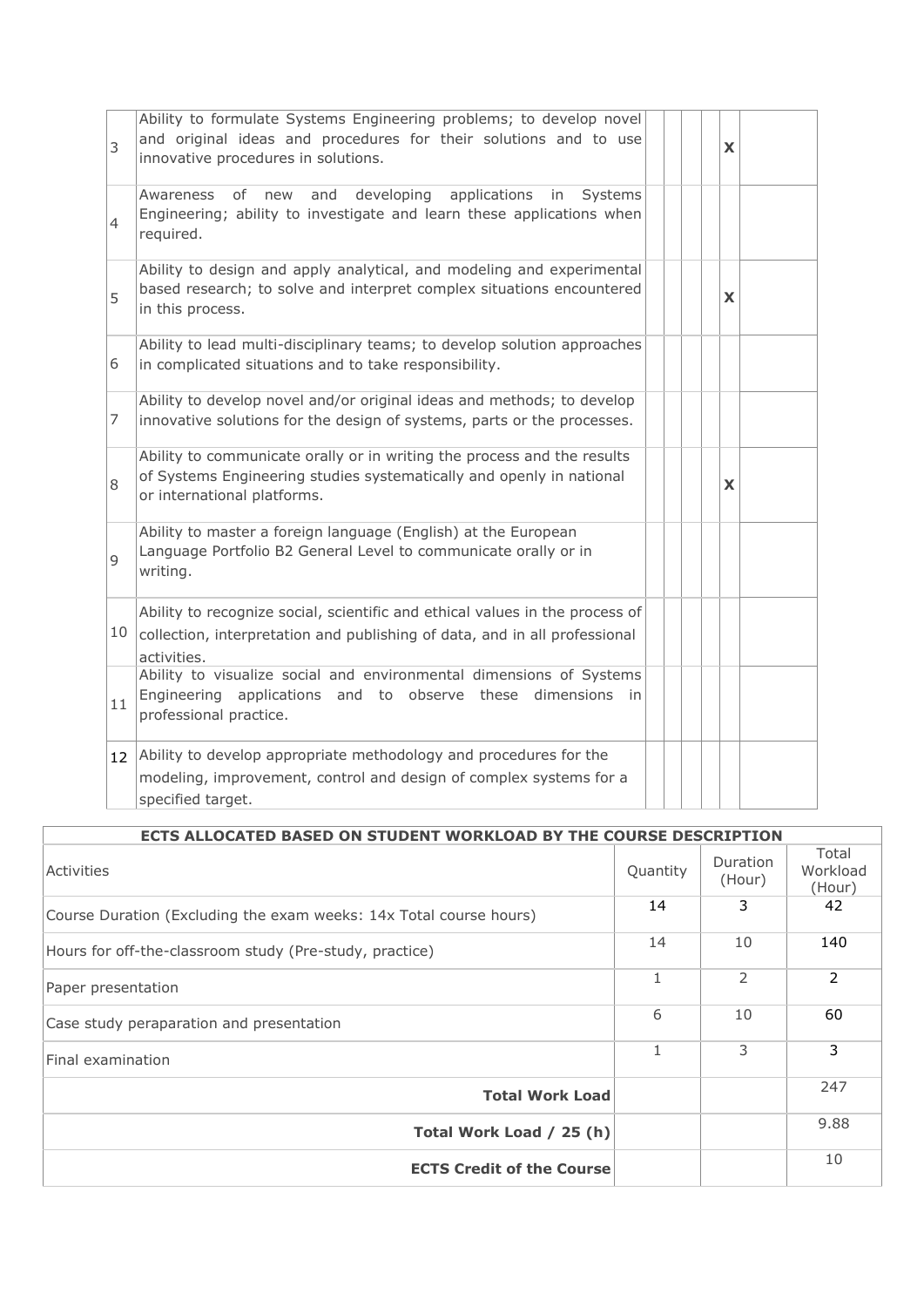| | | | | | | |
|---|---|---|---|---|---|---|
| 3 | Ability to formulate Systems Engineering problems; to develop novel and original ideas and procedures for their solutions and to use innovative procedures in solutions. | | | | X | |
| 4 | Awareness of new and developing applications in Systems Engineering; ability to investigate and learn these applications when required. | | | | | |
| 5 | Ability to design and apply analytical, and modeling and experimental based research; to solve and interpret complex situations encountered in this process. | | | | X | |
| 6 | Ability to lead multi-disciplinary teams; to develop solution approaches in complicated situations and to take responsibility. | | | | | |
| 7 | Ability to develop novel and/or original ideas and methods; to develop innovative solutions for the design of systems, parts or the processes. | | | | | |
| 8 | Ability to communicate orally or in writing the process and the results of Systems Engineering studies systematically and openly in national or international platforms. | | | | X | |
| 9 | Ability to master a foreign language (English) at the European Language Portfolio B2 General Level to communicate orally or in writing. | | | | | |
| 10 | Ability to recognize social, scientific and ethical values in the process of collection, interpretation and publishing of data, and in all professional activities. | | | | | |
| 11 | Ability to visualize social and environmental dimensions of Systems Engineering applications and to observe these dimensions in professional practice. | | | | | |
| 12 | Ability to develop appropriate methodology and procedures for the modeling, improvement, control and design of complex systems for a specified target. | | | | | |

| ECTS ALLOCATED BASED ON STUDENT WORKLOAD BY THE COURSE DESCRIPTION | | | |
|---|---|---|---|
| Activities | Quantity | Duration (Hour) | Total Workload (Hour) |
| Course Duration (Excluding the exam weeks: 14x Total course hours) | 14 | 3 | 42 |
| Hours for off-the-classroom study (Pre-study, practice) | 14 | 10 | 140 |
| Paper presentation | 1 | 2 | 2 |
| Case study peraparation and presentation | 6 | 10 | 60 |
| Final examination | 1 | 3 | 3 |
| **Total Work Load** | | | 247 |
| **Total Work Load / 25 (h)** | | | 9.88 |
| **ECTS Credit of the Course** | | | 10 |